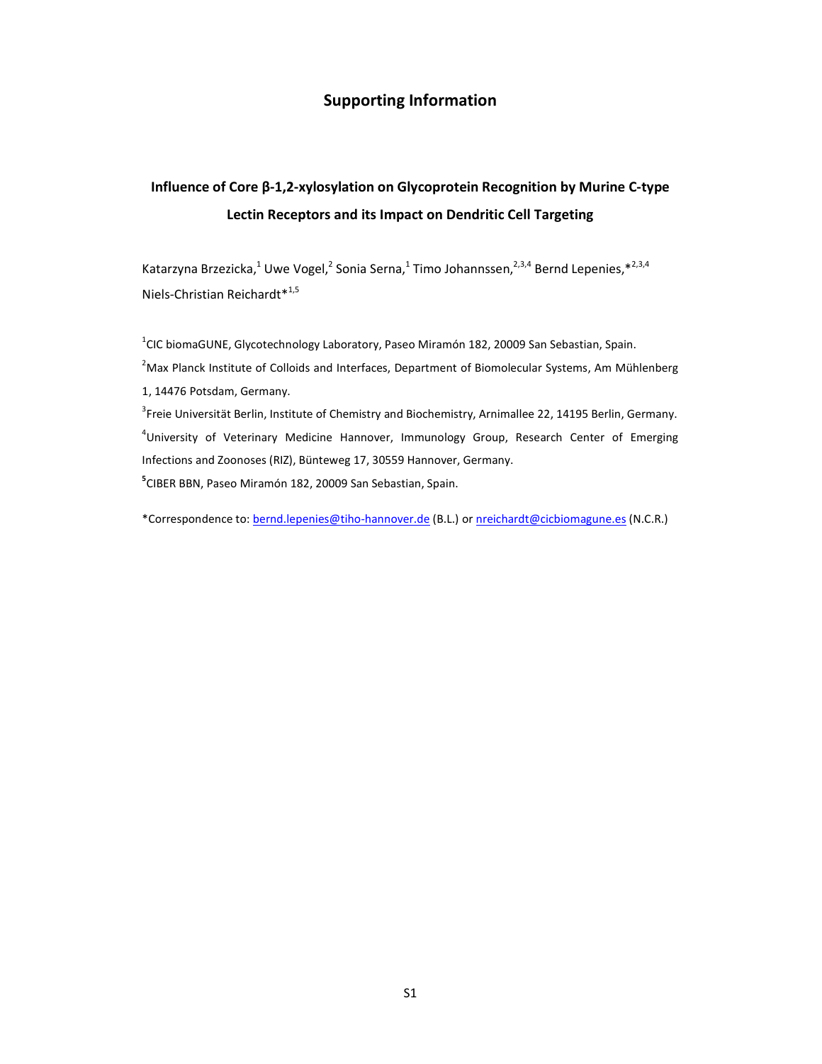# Supporting Information

## Influence of Core β-1,2-xylosylation on Glycoprotein Recognition by Murine C-type Lectin Receptors and its Impact on Dendritic Cell Targeting

Katarzyna Brzezicka,[1] Uwe Vogel,[2] Sonia Serna,[1] Timo Johannssen,[2,3,4] Bernd Lepenies,*[2,3,4] Niels-Christian Reichardt*[1,5]

[1]CIC biomaGUNE, Glycotechnology Laboratory, Paseo Miramón 182, 20009 San Sebastian, Spain.

[2]Max Planck Institute of Colloids and Interfaces, Department of Biomolecular Systems, Am Mühlenberg 1, 14476 Potsdam, Germany.

[3]Freie Universität Berlin, Institute of Chemistry and Biochemistry, Arnimallee 22, 14195 Berlin, Germany.

[4]University of Veterinary Medicine Hannover, Immunology Group, Research Center of Emerging Infections and Zoonoses (RIZ), Bünteweg 17, 30559 Hannover, Germany.

[5]CIBER BBN, Paseo Miramón 182, 20009 San Sebastian, Spain.

*Correspondence to: bernd.lepenies@tiho-hannover.de (B.L.) or nreichardt@cicbiomagune.es (N.C.R.)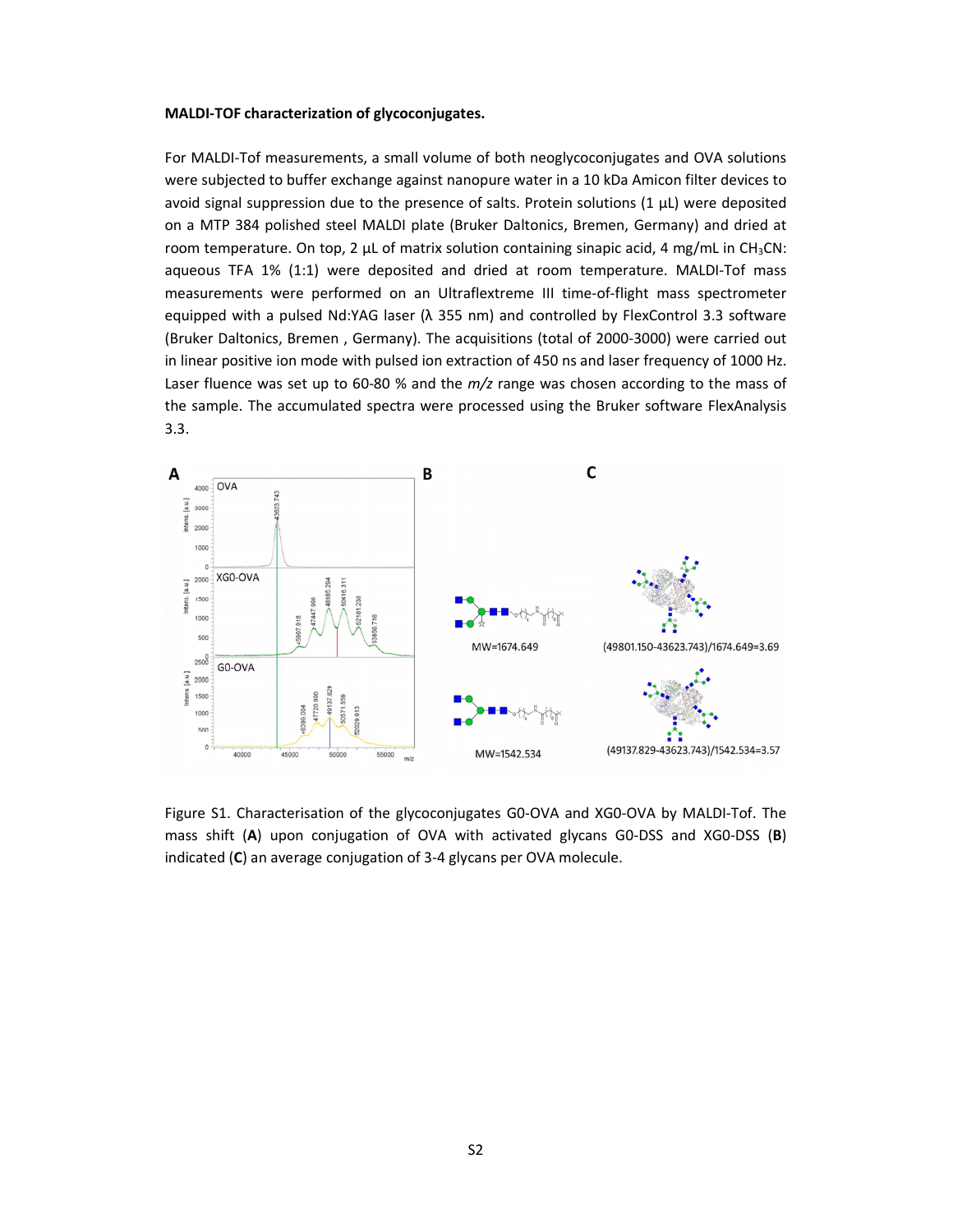**MALDI-TOF characterization of glycoconjugates.**

For MALDI-Tof measurements, a small volume of both neoglycoconjugates and OVA solutions were subjected to buffer exchange against nanopure water in a 10 kDa Amicon filter devices to avoid signal suppression due to the presence of salts. Protein solutions (1 µL) were deposited on a MTP 384 polished steel MALDI plate (Bruker Daltonics, Bremen, Germany) and dried at room temperature. On top, 2 µL of matrix solution containing sinapic acid, 4 mg/mL in $CH_3CN$: aqueous TFA 1% (1:1) were deposited and dried at room temperature. MALDI-Tof mass measurements were performed on an Ultraflextreme III time-of-flight mass spectrometer equipped with a pulsed Nd:YAG laser (λ 355 nm) and controlled by FlexControl 3.3 software (Bruker Daltonics, Bremen , Germany). The acquisitions (total of 2000-3000) were carried out in linear positive ion mode with pulsed ion extraction of 450 ns and laser frequency of 1000 Hz. Laser fluence was set up to 60-80 % and the *m/z* range was chosen according to the mass of the sample. The accumulated spectra were processed using the Bruker software FlexAnalysis 3.3.

Figure S1. Characterisation of the glycoconjugates G0-OVA and XG0-OVA by MALDI-Tof. The mass shift (**A**) upon conjugation of OVA with activated glycans G0-DSS and XG0-DSS (**B**) indicated (**C**) an average conjugation of 3-4 glycans per OVA molecule.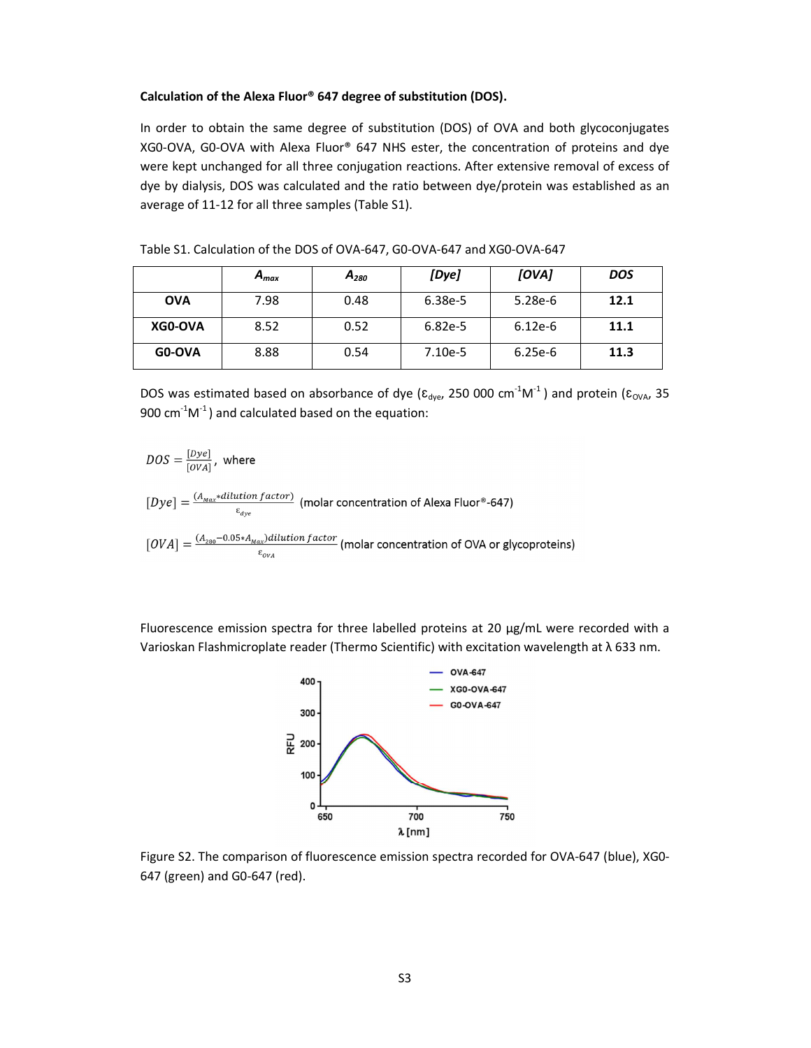**Calculation of the Alexa Fluor® 647 degree of substitution (DOS).**

In order to obtain the same degree of substitution (DOS) of OVA and both glycoconjugates XG0-OVA, G0-OVA with Alexa Fluor® 647 NHS ester, the concentration of proteins and dye were kept unchanged for all three conjugation reactions. After extensive removal of excess of dye by dialysis, DOS was calculated and the ratio between dye/protein was established as an average of 11-12 for all three samples (Table S1).

Table S1. Calculation of the DOS of OVA-647, G0-OVA-647 and XG0-OVA-647

| | $A_{max}$ | $A_{280}$ | *[Dye]* | *[OVA]* | *DOS* |
|---|---|---|---|---|---|
| **OVA** | 7.98 | 0.48 | 6.38e-5 | 5.28e-6 | **12.1** |
| **XG0-OVA** | 8.52 | 0.52 | 6.82e-5 | 6.12e-6 | **11.1** |
| **G0-OVA** | 8.88 | 0.54 | 7.10e-5 | 6.25e-6 | **11.3** |

DOS was estimated based on absorbance of dye ($\varepsilon_{dye}$, 250 000 $cm^{-1}M^{-1}$) and protein ($\varepsilon_{OVA}$, 35 900 $cm^{-1}M^{-1}$) and calculated based on the equation:

$$DOS = \frac{[Dye]}{[OVA]}, \text{ where}$$

$$[Dye] = \frac{(A_{Max} * dilution\ factor)}{\varepsilon_{dye}} \text{ (molar concentration of Alexa Fluor®-647)}$$

$$[OVA] = \frac{(A_{280} - 0.05 * A_{Max}) dilution\ factor}{\varepsilon_{OVA}} \text{ (molar concentration of OVA or glycoproteins)}$$

Fluorescence emission spectra for three labelled proteins at 20 µg/mL were recorded with a Varioskan Flashmicroplate reader (Thermo Scientific) with excitation wavelength at λ 633 nm.

Figure S2. The comparison of fluorescence emission spectra recorded for OVA-647 (blue), XG0-647 (green) and G0-647 (red).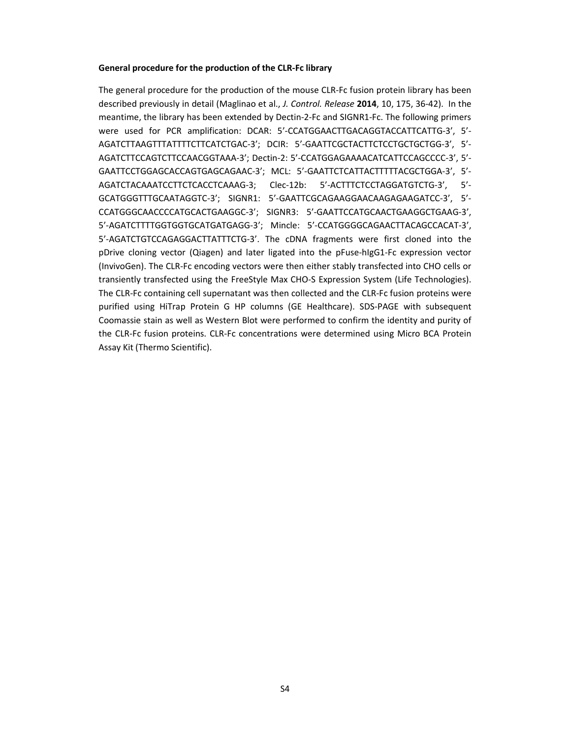**General procedure for the production of the CLR-Fc library**

The general procedure for the production of the mouse CLR-Fc fusion protein library has been described previously in detail (Maglinao et al., *J. Control. Release* **2014**, 10, 175, 36-42). In the meantime, the library has been extended by Dectin-2-Fc and SIGNR1-Fc. The following primers were used for PCR amplification: DCAR: 5'-CCATGGAACTTGACAGGTACCATTCATTG-3', 5'-AGATCTTAAGTTTATTTTCTTCATCTGAC-3'; DCIR: 5'-GAATTCGCTACTTCTCCTGCTGCTGG-3', 5'-AGATCTTCCAGTCTTCCAACGGTAAA-3'; Dectin-2: 5'-CCATGGAGAAAACATCATTCCAGCCCC-3', 5'-GAATTCCTGGAGCACCAGTGAGCAGAAC-3'; MCL: 5'-GAATTCTCATTACTTTTTACGCTGGA-3', 5'-AGATCTACAAATCCTTCTCACCTCAAAG-3; Clec-12b: 5'-ACTTTCTCCTAGGATGTCTG-3', 5'-GCATGGGTTTGCAATAGGTC-3'; SIGNR1: 5'-GAATTCGCAGAAGGAACAAGAGAAGATCC-3', 5'-CCATGGGCAACCCCATGCACTGAAGGC-3'; SIGNR3: 5'-GAATTCCATGCAACTGAAGGCTGAAG-3', 5'-AGATCTTTTGGTGGTGCATGATGAGG-3'; Mincle: 5'-CCATGGGGCAGAACTTACAGCCACAT-3', 5'-AGATCTGTCCAGAGGACTTATTTCTG-3'. The cDNA fragments were first cloned into the pDrive cloning vector (Qiagen) and later ligated into the pFuse-hIgG1-Fc expression vector (InvivoGen). The CLR-Fc encoding vectors were then either stably transfected into CHO cells or transiently transfected using the FreeStyle Max CHO-S Expression System (Life Technologies). The CLR-Fc containing cell supernatant was then collected and the CLR-Fc fusion proteins were purified using HiTrap Protein G HP columns (GE Healthcare). SDS-PAGE with subsequent Coomassie stain as well as Western Blot were performed to confirm the identity and purity of the CLR-Fc fusion proteins. CLR-Fc concentrations were determined using Micro BCA Protein Assay Kit (Thermo Scientific).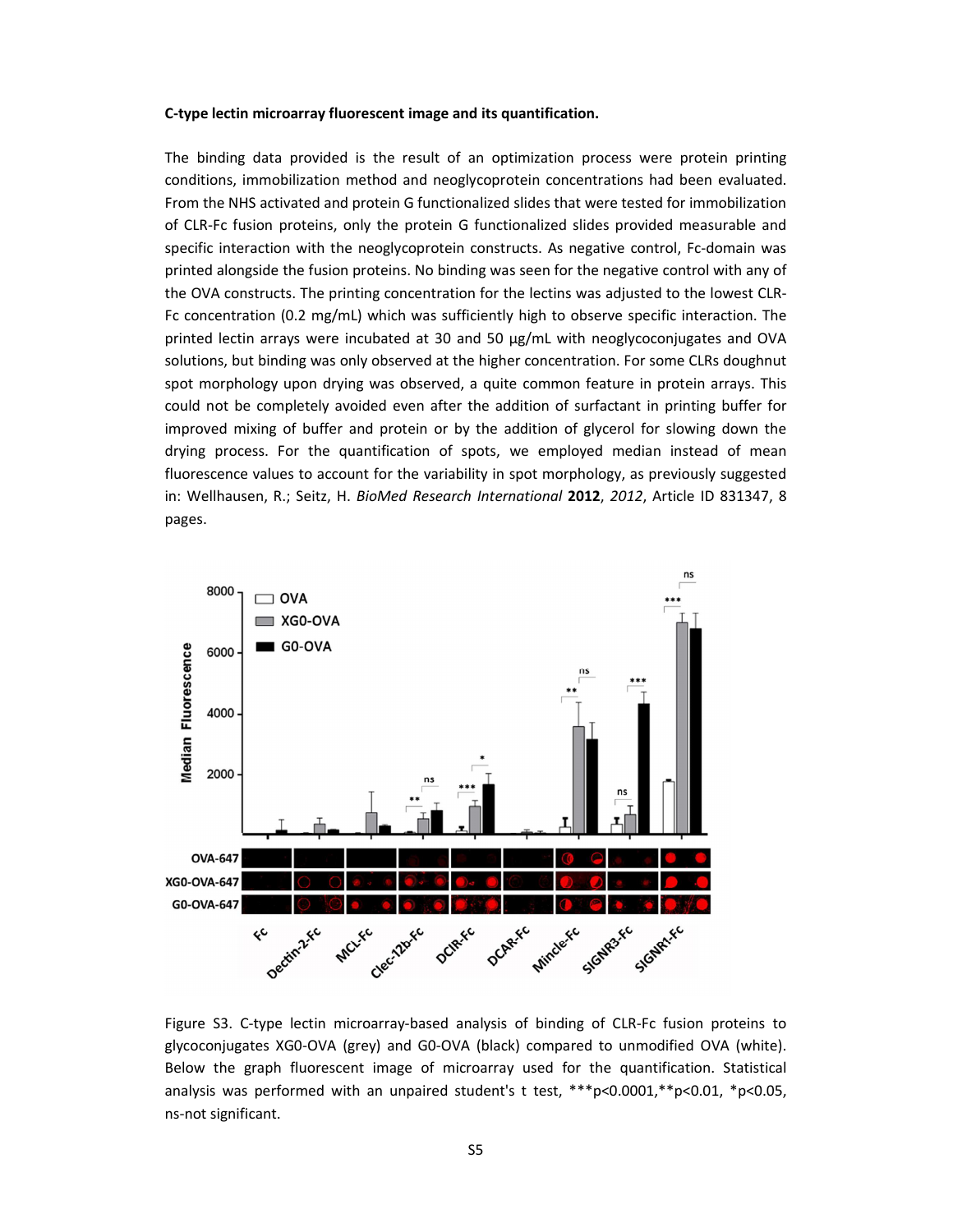**C-type lectin microarray fluorescent image and its quantification.**

The binding data provided is the result of an optimization process were protein printing conditions, immobilization method and neoglycoprotein concentrations had been evaluated. From the NHS activated and protein G functionalized slides that were tested for immobilization of CLR-Fc fusion proteins, only the protein G functionalized slides provided measurable and specific interaction with the neoglycoprotein constructs. As negative control, Fc-domain was printed alongside the fusion proteins. No binding was seen for the negative control with any of the OVA constructs. The printing concentration for the lectins was adjusted to the lowest CLR-Fc concentration (0.2 mg/mL) which was sufficiently high to observe specific interaction. The printed lectin arrays were incubated at 30 and 50 µg/mL with neoglycoconjugates and OVA solutions, but binding was only observed at the higher concentration. For some CLRs doughnut spot morphology upon drying was observed, a quite common feature in protein arrays. This could not be completely avoided even after the addition of surfactant in printing buffer for improved mixing of buffer and protein or by the addition of glycerol for slowing down the drying process. For the quantification of spots, we employed median instead of mean fluorescence values to account for the variability in spot morphology, as previously suggested in: Wellhausen, R.; Seitz, H. *BioMed Research International* **2012**, *2012*, Article ID 831347, 8 pages.

Figure S3. C-type lectin microarray-based analysis of binding of CLR-Fc fusion proteins to glycoconjugates XG0-OVA (grey) and G0-OVA (black) compared to unmodified OVA (white). Below the graph fluorescent image of microarray used for the quantification. Statistical analysis was performed with an unpaired student's t test, ***p<0.0001,**p<0.01, *p<0.05, ns-not significant.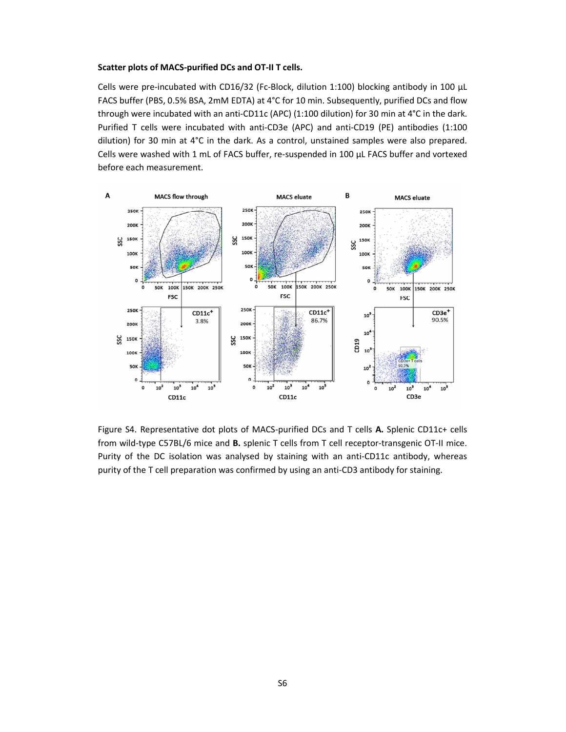**Scatter plots of MACS-purified DCs and OT-II T cells.**

Cells were pre-incubated with CD16/32 (Fc-Block, dilution 1:100) blocking antibody in 100 µL FACS buffer (PBS, 0.5% BSA, 2mM EDTA) at 4°C for 10 min. Subsequently, purified DCs and flow through were incubated with an anti-CD11c (APC) (1:100 dilution) for 30 min at 4°C in the dark. Purified T cells were incubated with anti-CD3e (APC) and anti-CD19 (PE) antibodies (1:100 dilution) for 30 min at 4°C in the dark. As a control, unstained samples were also prepared. Cells were washed with 1 mL of FACS buffer, re-suspended in 100 µL FACS buffer and vortexed before each measurement.

A

MACS flow through

SSC

FSC

CD11c$^+$

3.8%

CD11c

MACS eluate

CD11c$^+$

86.7%

B

MACS eluate

CD19

CD3e

CD3e$^+$

90.5%

CD3e+ T cells

90.3%

Figure S4. Representative dot plots of MACS-purified DCs and T cells **A.** Splenic CD11c+ cells from wild-type C57BL/6 mice and **B.** splenic T cells from T cell receptor-transgenic OT-II mice. Purity of the DC isolation was analysed by staining with an anti-CD11c antibody, whereas purity of the T cell preparation was confirmed by using an anti-CD3 antibody for staining.